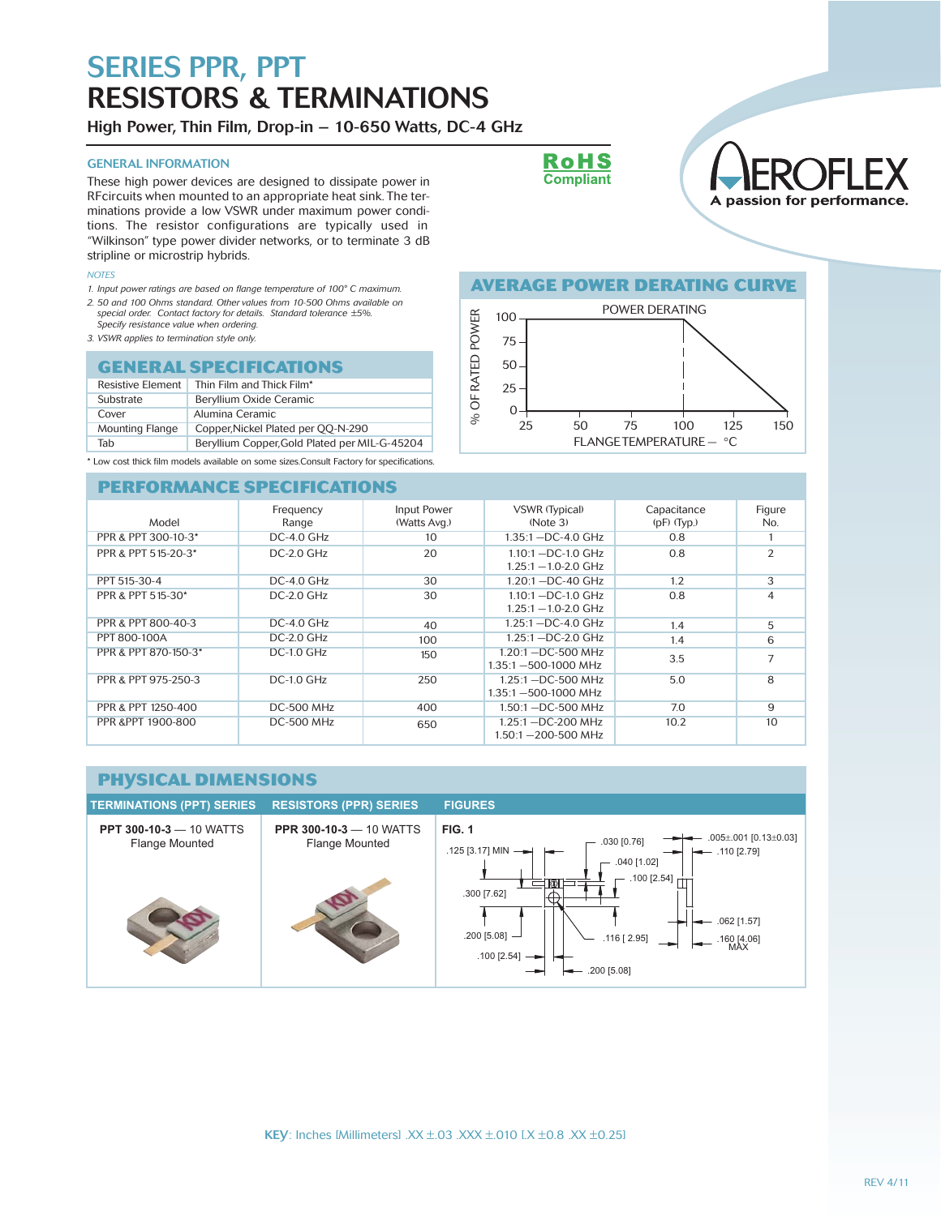# SERIES PPR, PPT
# RESISTORS & TERMINATIONS

**High Power, Thin Film, Drop-in — 10-650 Watts, DC-4 GHz**

**RoHS Compliant**

AEROFLEX — A passion for performance.

## GENERAL INFORMATION

These high power devices are designed to dissipate power in RFcircuits when mounted to an appropriate heat sink. The terminations provide a low VSWR under maximum power conditions. The resistor configurations are typically used in "Wilkinson" type power divider networks, or to terminate 3 dB stripline or microstrip hybrids.

*NOTES*

1. *Input power ratings are based on flange temperature of 100° C maximum.*
2. *50 and 100 Ohms standard. Other values from 10-500 Ohms available on special order. Contact factory for details. Standard tolerance ±5%. Specify resistance value when ordering.*
3. *VSWR applies to termination style only.*

## GENERAL SPECIFICATIONS

| | |
|---|---|
| Resistive Element | Thin Film and Thick Film* |
| Substrate | Beryllium Oxide Ceramic |
| Cover | Alumina Ceramic |
| Mounting Flange | Copper,Nickel Plated per QQ-N-290 |
| Tab | Beryllium Copper,Gold Plated per MIL-G-45204 |

\* Low cost thick film models available on some sizes.Consult Factory for specifications.

## AVERAGE POWER DERATING CURVE

POWER DERATING

(Graph: % OF RATED POWER (0–100) vs. FLANGE TEMPERATURE — °C (25–150))

## PERFORMANCE SPECIFICATIONS

| Model | Frequency Range | Input Power (Watts Avg.) | VSWR (Typical) (Note 3) | Capacitance (pF) (Typ.) | Figure No. |
|---|---|---|---|---|---|
| PPR & PPT 300-10-3* | DC-4.0 GHz | 10 | 1.35:1 —DC-4.0 GHz | 0.8 | 1 |
| PPR & PPT 515-20-3* | DC-2.0 GHz | 20 | 1.10:1 —DC-1.0 GHz<br>1.25:1 —1.0-2.0 GHz | 0.8 | 2 |
| PPT 515-30-4 | DC-4.0 GHz | 30 | 1.20:1 —DC-40 GHz | 1.2 | 3 |
| PPR & PPT 515-30* | DC-2.0 GHz | 30 | 1.10:1 —DC-1.0 GHz<br>1.25:1 —1.0-2.0 GHz | 0.8 | 4 |
| PPR & PPT 800-40-3 | DC-4.0 GHz | 40 | 1.25:1 —DC-4.0 GHz | 1.4 | 5 |
| PPT 800-100A | DC-2.0 GHz | 100 | 1.25:1 —DC-2.0 GHz | 1.4 | 6 |
| PPR & PPT 870-150-3* | DC-1.0 GHz | 150 | 1.20:1 —DC-500 MHz<br>1.35:1 —500-1000 MHz | 3.5 | 7 |
| PPR & PPT 975-250-3 | DC-1.0 GHz | 250 | 1.25:1 —DC-500 MHz<br>1.35:1 —500-1000 MHz | 5.0 | 8 |
| PPR & PPT 1250-400 | DC-500 MHz | 400 | 1.50:1 —DC-500 MHz | 7.0 | 9 |
| PPR &PPT 1900-800 | DC-500 MHz | 650 | 1.25:1 —DC-200 MHz<br>1.50:1 —200-500 MHz | 10.2 | 10 |

## PHYSICAL DIMENSIONS

| TERMINATIONS (PPT) SERIES | RESISTORS (PPR) SERIES | FIGURES |
|---|---|---|
| **PPT 300-10-3** — 10 WATTS<br>Flange Mounted | **PPR 300-10-3** — 10 WATTS<br>Flange Mounted | **FIG. 1** |

FIG. 1 dimensions: .125 [3.17] MIN; .030 [0.76]; .040 [1.02]; .100 [2.54]; .005±.001 [0.13±0.03]; .110 [2.79]; .300 [7.62]; .200 [5.08]; .116 [2.95]; .062 [1.57]; .160 [4.06] MAX; .100 [2.54]; .200 [5.08]

**KEY**: Inches [Millimeters] .XX ±.03 .XXX ±.010 [.X ±0.8 .XX ±0.25]

REV 4/11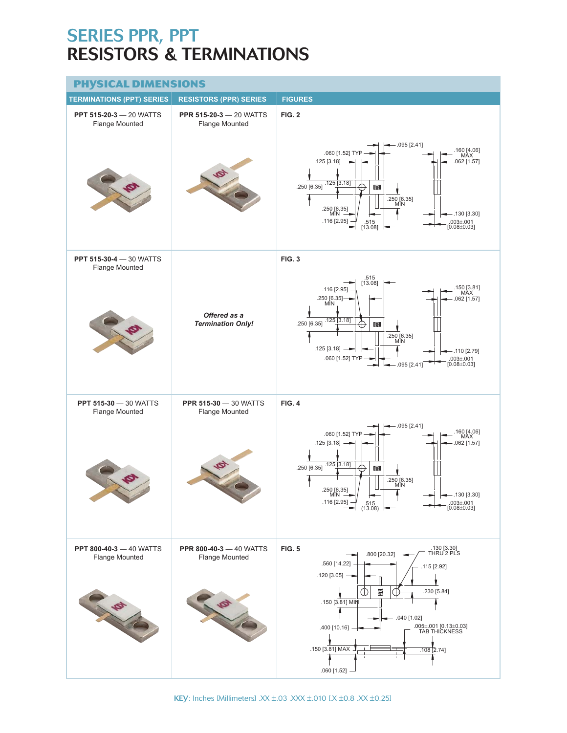# SERIES PPR, PPT
# RESISTORS & TERMINATIONS

## PHYSICAL DIMENSIONS

| TERMINATIONS (PPT) SERIES | RESISTORS (PPR) SERIES | FIGURES |
|---|---|---|
| **PPT 515-20-3** — 20 WATTS Flange Mounted | **PPR 515-20-3** — 20 WATTS Flange Mounted | **FIG. 2** |
| **PPT 515-30-4** — 30 WATTS Flange Mounted | ***Offered as a Termination Only!*** | **FIG. 3** |
| **PPT 515-30** — 30 WATTS Flange Mounted | **PPR 515-30** — 30 WATTS Flange Mounted | **FIG. 4** |
| **PPT 800-40-3** — 40 WATTS Flange Mounted | **PPR 800-40-3** — 40 WATTS Flange Mounted | **FIG. 5** |

**FIG. 2:** .095 [2.41]; .060 [1.52] TYP; .125 [3.18]; .160 [4.06] MAX; .062 [1.57]; .250 [6.35]; .125 [3.18]; .250 [6.35] MIN; .250 [6.35] MIN; .116 [2.95]; .515 [13.08]; .130 [3.30]; .003±.001 [0.08±0.03]

**FIG. 3:** .515 [13.08]; .116 [2.95]; .250 [6.35] MIN; .150 [3.81] MAX; .062 [1.57]; .250 [6.35]; .125 [3.18]; .250 [6.35] MIN; .125 [3.18]; .060 [1.52] TYP; .095 [2.41]; .110 [2.79]; .003±.001 [0.08±0.03]

**FIG. 4:** .095 [2.41]; .060 [1.52] TYP; .125 [3.18]; .160 [4.06] MAX; .062 [1.57]; .250 [6.35]; .125 [3.18]; .250 [6.35] MIN; .250 [6.35] MIN; .116 [2.95]; .515 (13.08); .130 [3.30]; .003±.001 [0.08±0.03]

**FIG. 5:** .800 [20.32]; .130 [3.30] THRU 2 PLS; .560 [14.22]; .115 [2.92]; .120 [3.05]; .230 [5.84]; .150 [3.81] MIN; .040 [1.02]; .400 [10.16]; .005±.001 [0.13±0.03] TAB THICKNESS; .150 [3.81] MAX; .108 [2.74]; .060 [1.52]

**KEY**: Inches [Millimeters] .XX ±.03 .XXX ±.010 [.X ±0.8 .XX ±0.25]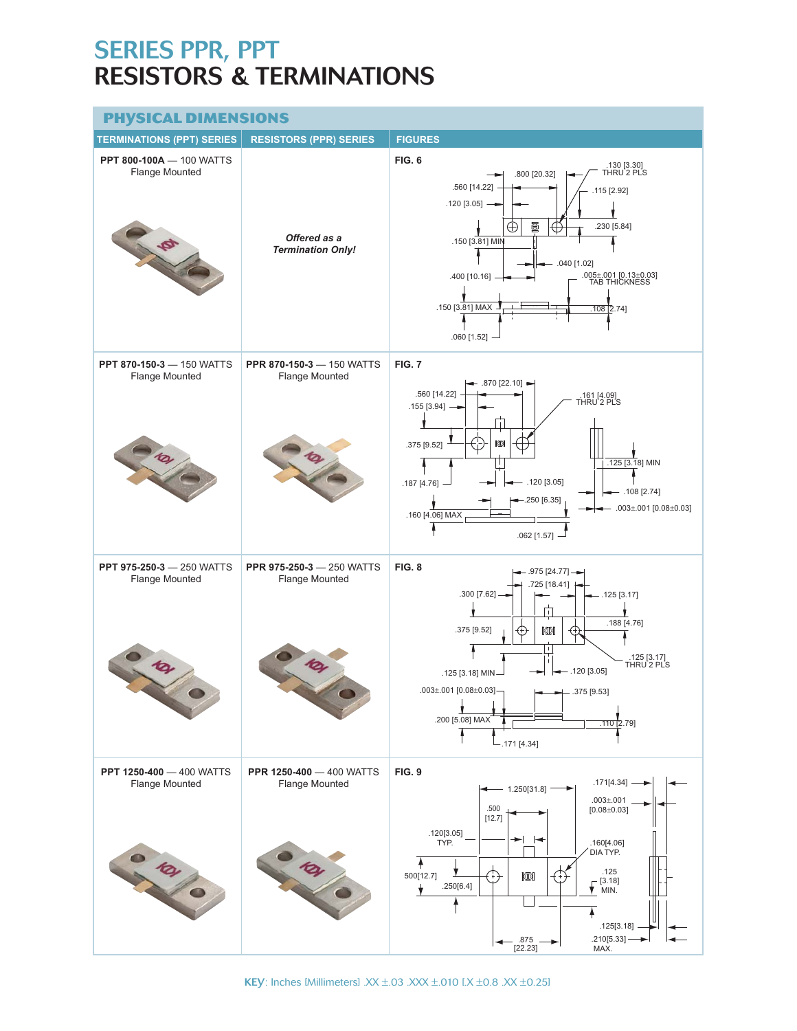# SERIES PPR, PPT
# RESISTORS & TERMINATIONS

## PHYSICAL DIMENSIONS

| TERMINATIONS (PPT) SERIES | RESISTORS (PPR) SERIES | FIGURES |
|---|---|---|
| **PPT 800-100A** — 100 WATTS<br>Flange Mounted | ***Offered as a Termination Only!*** | **FIG. 6**<br>.800 [20.32]<br>.130 [3.30] THRU 2 PLS<br>.560 [14.22]<br>.115 [2.92]<br>.120 [3.05]<br>.230 [5.84]<br>.150 [3.81] MIN<br>.040 [1.02]<br>.400 [10.16]<br>.005±.001 [0.13±0.03] TAB THICKNESS<br>.150 [3.81] MAX<br>.108 [2.74]<br>.060 [1.52] |
| **PPT 870-150-3** — 150 WATTS<br>Flange Mounted | **PPR 870-150-3** — 150 WATTS<br>Flange Mounted | **FIG. 7**<br>.870 [22.10]<br>.560 [14.22]<br>.161 [4.09] THRU 2 PLS<br>.155 [3.94]<br>.375 [9.52]<br>.125 [3.18] MIN<br>.187 [4.76]<br>.120 [3.05]<br>.108 [2.74]<br>.250 [6.35]<br>.003±.001 [0.08±0.03]<br>.160 [4.06] MAX<br>.062 [1.57] |
| **PPT 975-250-3** — 250 WATTS<br>Flange Mounted | **PPR 975-250-3** — 250 WATTS<br>Flange Mounted | **FIG. 8**<br>.975 [24.77]<br>.725 [18.41]<br>.300 [7.62]<br>.125 [3.17]<br>.188 [4.76]<br>.375 [9.52]<br>.125 [3.17] THRU 2 PLS<br>.125 [3.18] MIN<br>.120 [3.05]<br>.003±.001 [0.08±0.03]<br>.375 [9.53]<br>.200 [5.08] MAX<br>.110 [2.79]<br>.171 [4.34] |
| **PPT 1250-400** — 400 WATTS<br>Flange Mounted | **PPR 1250-400** — 400 WATTS<br>Flange Mounted | **FIG. 9**<br>1.250[31.8]<br>.171[4.34]<br>.500 [12.7]<br>.003±.001 [0.08±0.03]<br>.120[3.05] TYP.<br>.160[4.06] DIA TYP.<br>500[12.7]<br>.250[6.4]<br>.125 [3.18] MIN.<br>.125[3.18]<br>.875 [22.23]<br>.210[5.33] MAX. |

**KEY**: Inches [Millimeters] .XX ±.03 .XXX ±.010 [.X ±0.8 .XX ±0.25]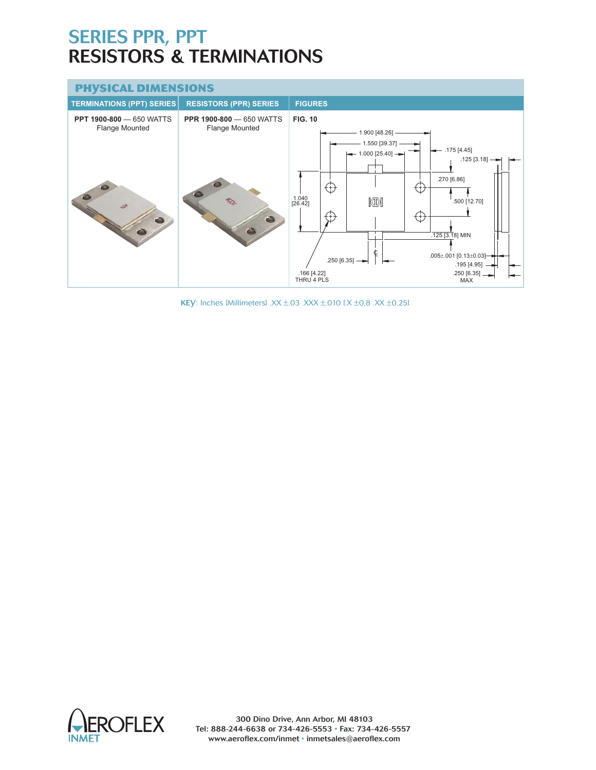# SERIES PPR, PPT
# RESISTORS & TERMINATIONS

## PHYSICAL DIMENSIONS

| TERMINATIONS (PPT) SERIES | RESISTORS (PPR) SERIES | FIGURES |
|---|---|---|
| **PPT 1900-800** — 650 WATTS Flange Mounted | **PPR 1900-800** — 650 WATTS Flange Mounted | **FIG. 10** |

1.900 [48.26]
1.550 [39.37]
1.000 [25.40]
.175 [4.45]
.125 [3.18]
.270 [6.86]
1.040 [26.42]
.500 [12.70]
.125 [3.18] MIN
.250 [6.35]
.005±.001 [0.13±0.03]
.195 [4.95]
.166 [4.22] THRU 4 PLS
.250 [6.35] MAX

**KEY**: Inches [Millimeters] .XX ±.03 .XXX ±.010 [.X ±0.8 .XX ±0.25]

AEROFLEX INMET

300 Dino Drive, Ann Arbor, MI 48103
Tel: 888-244-6638 or 734-426-5553 • Fax: 734-426-5557
www.aeroflex.com/inmet • inmetsales@aeroflex.com